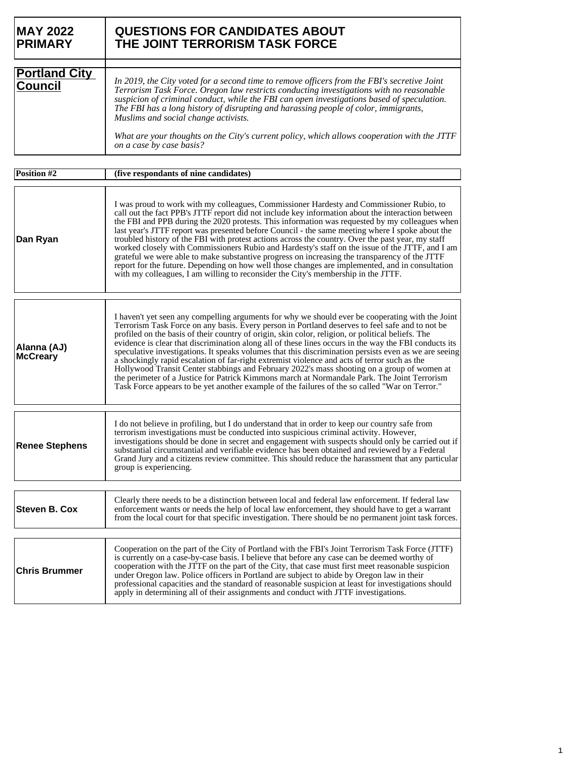# MAY 2022 PRIMARY

# QUESTIONS FOR CANDIDATES ABOUT THE JOINT TERRORISM TASK FORCE

## Portland City Council

*In 2019, the City voted for a second time to remove officers from the FBI's secretive Joint Terrorism Task Force. Oregon law restricts conducting investigations with no reasonable suspicion of criminal conduct, while the FBI can open investigations based of speculation. The FBI has a long history of disrupting and harassing people of color, immigrants, Muslims and social change activists.*

*What are your thoughts on the City's current policy, which allows cooperation with the JTTF on a case by case basis?*

**Position #2** — **(five respondants of nine candidates)**

| Candidate | Response |
|---|---|
| **Dan Ryan** | I was proud to work with my colleagues, Commissioner Hardesty and Commissioner Rubio, to call out the fact PPB's JTTF report did not include key information about the interaction between the FBI and PPB during the 2020 protests. This information was requested by my colleagues when last year's JTTF report was presented before Council - the same meeting where I spoke about the troubled history of the FBI with protest actions across the country. Over the past year, my staff worked closely with Commissioners Rubio and Hardesty's staff on the issue of the JTTF, and I am grateful we were able to make substantive progress on increasing the transparency of the JTTF report for the future. Depending on how well those changes are implemented, and in consultation with my colleagues, I am willing to reconsider the City's membership in the JTTF. |
| **Alanna (AJ) McCreary** | I haven't yet seen any compelling arguments for why we should ever be cooperating with the Joint Terrorism Task Force on any basis. Every person in Portland deserves to feel safe and to not be profiled on the basis of their country of origin, skin color, religion, or political beliefs. The evidence is clear that discrimination along all of these lines occurs in the way the FBI conducts its speculative investigations. It speaks volumes that this discrimination persists even as we are seeing a shockingly rapid escalation of far-right extremist violence and acts of terror such as the Hollywood Transit Center stabbings and February 2022's mass shooting on a group of women at the perimeter of a Justice for Patrick Kimmons march at Normandale Park. The Joint Terrorism Task Force appears to be yet another example of the failures of the so called "War on Terror." |
| **Renee Stephens** | I do not believe in profiling, but I do understand that in order to keep our country safe from terrorism investigations must be conducted into suspicious criminal activity. However, investigations should be done in secret and engagement with suspects should only be carried out if substantial circumstantial and verifiable evidence has been obtained and reviewed by a Federal Grand Jury and a citizens review committee. This should reduce the harassment that any particular group is experiencing. |
| **Steven B. Cox** | Clearly there needs to be a distinction between local and federal law enforcement. If federal law enforcement wants or needs the help of local law enforcement, they should have to get a warrant from the local court for that specific investigation. There should be no permanent joint task forces. |
| **Chris Brummer** | Cooperation on the part of the City of Portland with the FBI's Joint Terrorism Task Force (JTTF) is currently on a case-by-case basis. I believe that before any case can be deemed worthy of cooperation with the JTTF on the part of the City, that case must first meet reasonable suspicion under Oregon law. Police officers in Portland are subject to abide by Oregon law in their professional capacities and the standard of reasonable suspicion at least for investigations should apply in determining all of their assignments and conduct with JTTF investigations. |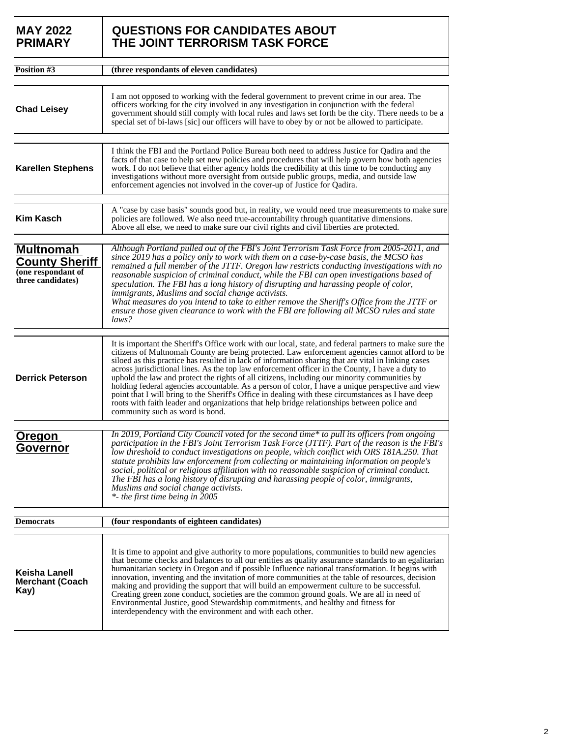| MAY 2022 PRIMARY | QUESTIONS FOR CANDIDATES ABOUT THE JOINT TERRORISM TASK FORCE |
|---|---|
| **Position #3** | **(three respondants of eleven candidates)** |
| **Chad Leisey** | I am not opposed to working with the federal government to prevent crime in our area. The officers working for the city involved in any investigation in conjunction with the federal government should still comply with local rules and laws set forth be the city. There needs to be a special set of bi-laws [sic] our officers will have to obey by or not be allowed to participate. |
| **Karellen Stephens** | I think the FBI and the Portland Police Bureau both need to address Justice for Qadira and the facts of that case to help set new policies and procedures that will help govern how both agencies work. I do not believe that either agency holds the credibility at this time to be conducting any investigations without more oversight from outside public groups, media, and outside law enforcement agencies not involved in the cover-up of Justice for Qadira. |
| **Kim Kasch** | A "case by case basis" sounds good but, in reality, we would need true measurements to make sure policies are followed. We also need true-accountability through quantitative dimensions. Above all else, we need to make sure our civil rights and civil liberties are protected. |
| **Multnomah County Sheriff** **(one respondant of three candidates)** | *Although Portland pulled out of the FBI's Joint Terrorism Task Force from 2005-2011, and since 2019 has a policy only to work with them on a case-by-case basis, the MCSO has remained a full member of the JTTF. Oregon law restricts conducting investigations with no reasonable suspicion of criminal conduct, while the FBI can open investigations based of speculation. The FBI has a long history of disrupting and harassing people of color, immigrants, Muslims and social change activists.* *What measures do you intend to take to either remove the Sheriff's Office from the JTTF or ensure those given clearance to work with the FBI are following all MCSO rules and state laws?* |
| **Derrick Peterson** | It is important the Sheriff's Office work with our local, state, and federal partners to make sure the citizens of Multnomah County are being protected. Law enforcement agencies cannot afford to be siloed as this practice has resulted in lack of information sharing that are vital in linking cases across jurisdictional lines. As the top law enforcement officer in the County, I have a duty to uphold the law and protect the rights of all citizens, including our minority communities by holding federal agencies accountable. As a person of color, I have a unique perspective and view point that I will bring to the Sheriff's Office in dealing with these circumstances as I have deep roots with faith leader and organizations that help bridge relationships between police and community such as word is bond. |
| **Oregon Governor** | *In 2019, Portland City Council voted for the second time\* to pull its officers from ongoing participation in the FBI's Joint Terrorism Task Force (JTTF). Part of the reason is the FBI's low threshold to conduct investigations on people, which conflict with ORS 181A.250. That statute prohibits law enforcement from collecting or maintaining information on people's social, political or religious affiliation with no reasonable suspicion of criminal conduct. The FBI has a long history of disrupting and harassing people of color, immigrants, Muslims and social change activists.* *\*- the first time being in 2005* |
| **Democrats** | **(four respondants of eighteen candidates)** |
| **Keisha Lanell Merchant (Coach Kay)** | It is time to appoint and give authority to more populations, communities to build new agencies that become checks and balances to all our entities as quality assurance standards to an egalitarian humanitarian society in Oregon and if possible Influence national transformation. It begins with innovation, inventing and the invitation of more communities at the table of resources, decision making and providing the support that will build an empowerment culture to be successful. Creating green zone conduct, societies are the common ground goals. We are all in need of Environmental Justice, good Stewardship commitments, and healthy and fitness for interdependency with the environment and with each other. |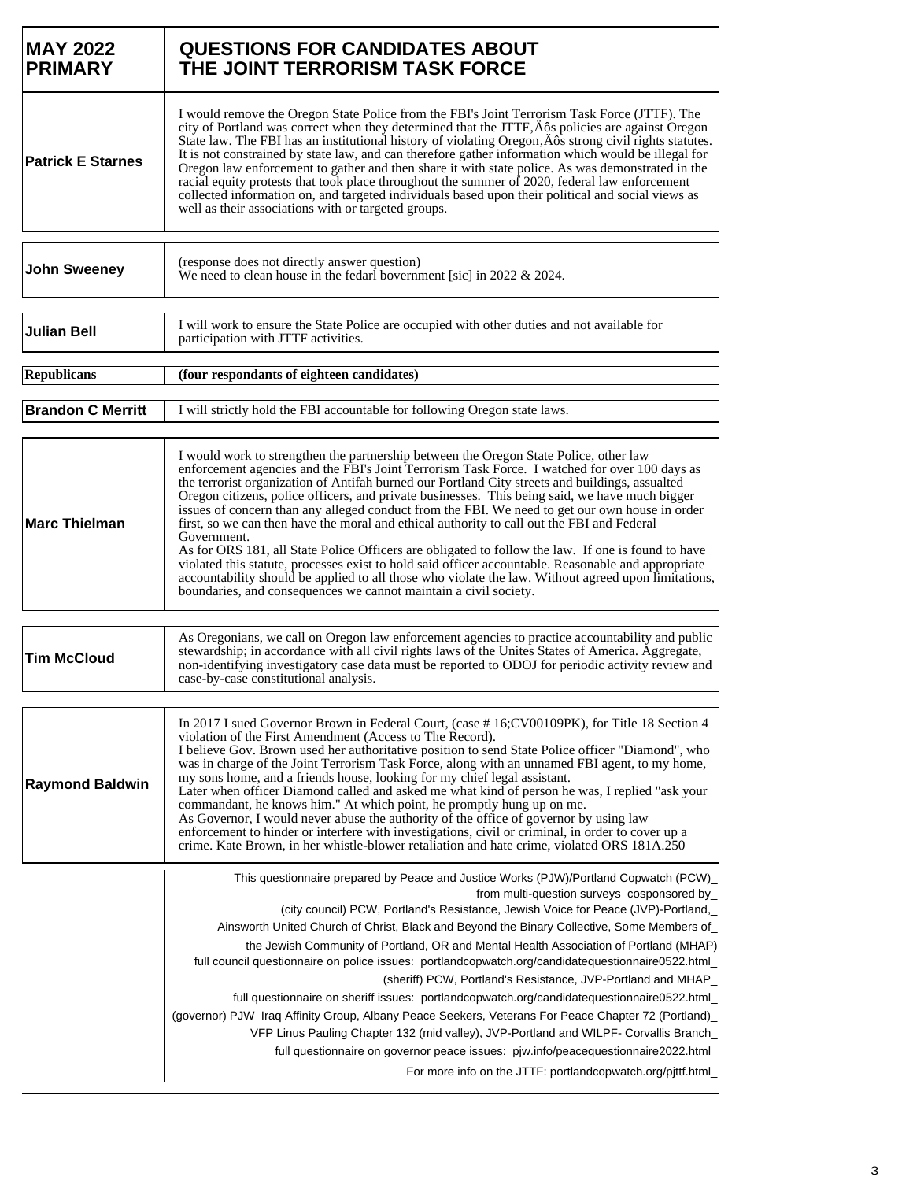| MAY 2022 PRIMARY | QUESTIONS FOR CANDIDATES ABOUT THE JOINT TERRORISM TASK FORCE |
|---|---|
| **Patrick E Starnes** | I would remove the Oregon State Police from the FBI's Joint Terrorism Task Force (JTTF). The city of Portland was correct when they determined that the JTTF‚Äôs policies are against Oregon State law. The FBI has an institutional history of violating Oregon‚Äôs strong civil rights statutes. It is not constrained by state law, and can therefore gather information which would be illegal for Oregon law enforcement to gather and then share it with state police. As was demonstrated in the racial equity protests that took place throughout the summer of 2020, federal law enforcement collected information on, and targeted individuals based upon their political and social views as well as their associations with or targeted groups. |
| **John Sweeney** | (response does not directly answer question)<br>We need to clean house in the fedarl bovernment [sic] in 2022 & 2024. |
| **Julian Bell** | I will work to ensure the State Police are occupied with other duties and not available for participation with JTTF activities. |
| **Republicans** | **(four respondants of eighteen candidates)** |
| **Brandon C Merritt** | I will strictly hold the FBI accountable for following Oregon state laws. |
| **Marc Thielman** | I would work to strengthen the partnership between the Oregon State Police, other law enforcement agencies and the FBI's Joint Terrorism Task Force. I watched for over 100 days as the terrorist organization of Antifah burned our Portland City streets and buildings, assualted Oregon citizens, police officers, and private businesses. This being said, we have much bigger issues of concern than any alleged conduct from the FBI. We need to get our own house in order first, so we can then have the moral and ethical authority to call out the FBI and Federal Government.<br>As for ORS 181, all State Police Officers are obligated to follow the law. If one is found to have violated this statute, processes exist to hold said officer accountable. Reasonable and appropriate accountability should be applied to all those who violate the law. Without agreed upon limitations, boundaries, and consequences we cannot maintain a civil society. |
| **Tim McCloud** | As Oregonians, we call on Oregon law enforcement agencies to practice accountability and public stewardship; in accordance with all civil rights laws of the Unites States of America. Aggregate, non-identifying investigatory case data must be reported to ODOJ for periodic activity review and case-by-case constitutional analysis. |
| **Raymond Baldwin** | In 2017 I sued Governor Brown in Federal Court, (case # 16;CV00109PK), for Title 18 Section 4 violation of the First Amendment (Access to The Record).<br>I believe Gov. Brown used her authoritative position to send State Police officer "Diamond", who was in charge of the Joint Terrorism Task Force, along with an unnamed FBI agent, to my home, my sons home, and a friends house, looking for my chief legal assistant.<br>Later when officer Diamond called and asked me what kind of person he was, I replied "ask your commandant, he knows him." At which point, he promptly hung up on me.<br>As Governor, I would never abuse the authority of the office of governor by using law enforcement to hinder or interfere with investigations, civil or criminal, in order to cover up a crime. Kate Brown, in her whistle-blower retaliation and hate crime, violated ORS 181A.250 |

This questionnaire prepared by Peace and Justice Works (PJW)/Portland Copwatch (PCW)_
from multi-question surveys cosponsored by_
(city council) PCW, Portland's Resistance, Jewish Voice for Peace (JVP)-Portland,_
Ainsworth United Church of Christ, Black and Beyond the Binary Collective, Some Members of_
the Jewish Community of Portland, OR and Mental Health Association of Portland (MHAP)
full council questionnaire on police issues: portlandcopwatch.org/candidatequestionnaire0522.html_
(sheriff) PCW, Portland's Resistance, JVP-Portland and MHAP_
full questionnaire on sheriff issues: portlandcopwatch.org/candidatequestionnaire0522.html_
(governor) PJW Iraq Affinity Group, Albany Peace Seekers, Veterans For Peace Chapter 72 (Portland)_
VFP Linus Pauling Chapter 132 (mid valley), JVP-Portland and WILPF- Corvallis Branch_
full questionnaire on governor peace issues: pjw.info/peacequestionnaire2022.html_
For more info on the JTTF: portlandcopwatch.org/pjttf.html_